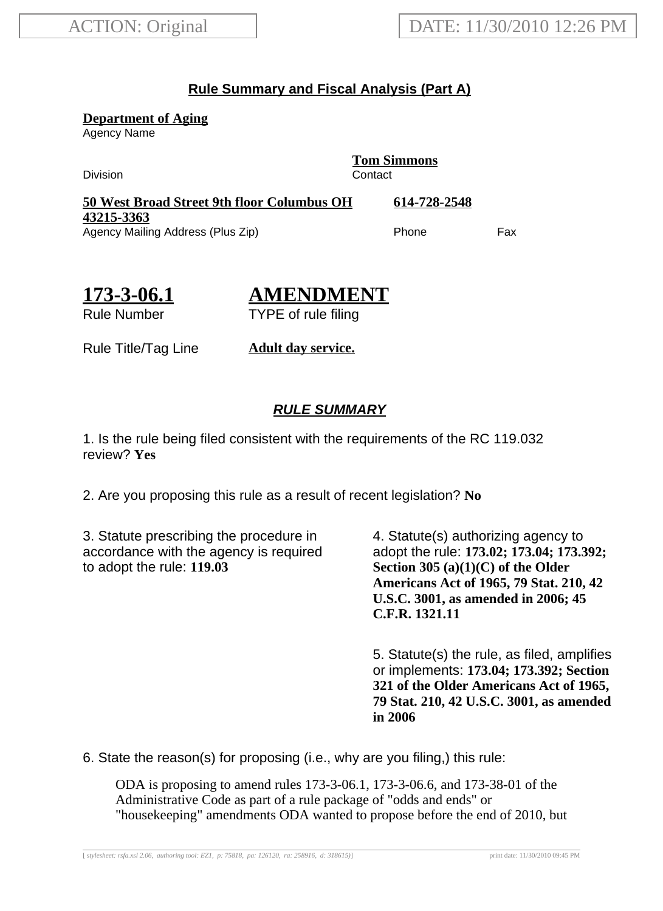ACTION: Original

DATE: 11/30/2010 12:26 PM

## Rule Summary and Fiscal Analysis (Part A)

**Department of Aging**
Agency Name

Division

**Tom Simmons**
Contact

**50 West Broad Street 9th floor Columbus OH 43215-3363**
Agency Mailing Address (Plus Zip)

**614-728-2548**
Phone

Fax

**173-3-06.1**
Rule Number

**AMENDMENT**
TYPE of rule filing

Rule Title/Tag Line **Adult day service.**

### *RULE SUMMARY*

1. Is the rule being filed consistent with the requirements of the RC 119.032 review? **Yes**

2. Are you proposing this rule as a result of recent legislation? **No**

3. Statute prescribing the procedure in accordance with the agency is required to adopt the rule: **119.03**

4. Statute(s) authorizing agency to adopt the rule: **173.02; 173.04; 173.392; Section 305 (a)(1)(C) of the Older Americans Act of 1965, 79 Stat. 210, 42 U.S.C. 3001, as amended in 2006; 45 C.F.R. 1321.11**

5. Statute(s) the rule, as filed, amplifies or implements: **173.04; 173.392; Section 321 of the Older Americans Act of 1965, 79 Stat. 210, 42 U.S.C. 3001, as amended in 2006**

6. State the reason(s) for proposing (i.e., why are you filing,) this rule:

ODA is proposing to amend rules 173-3-06.1, 173-3-06.6, and 173-38-01 of the Administrative Code as part of a rule package of "odds and ends" or "housekeeping" amendments ODA wanted to propose before the end of 2010, but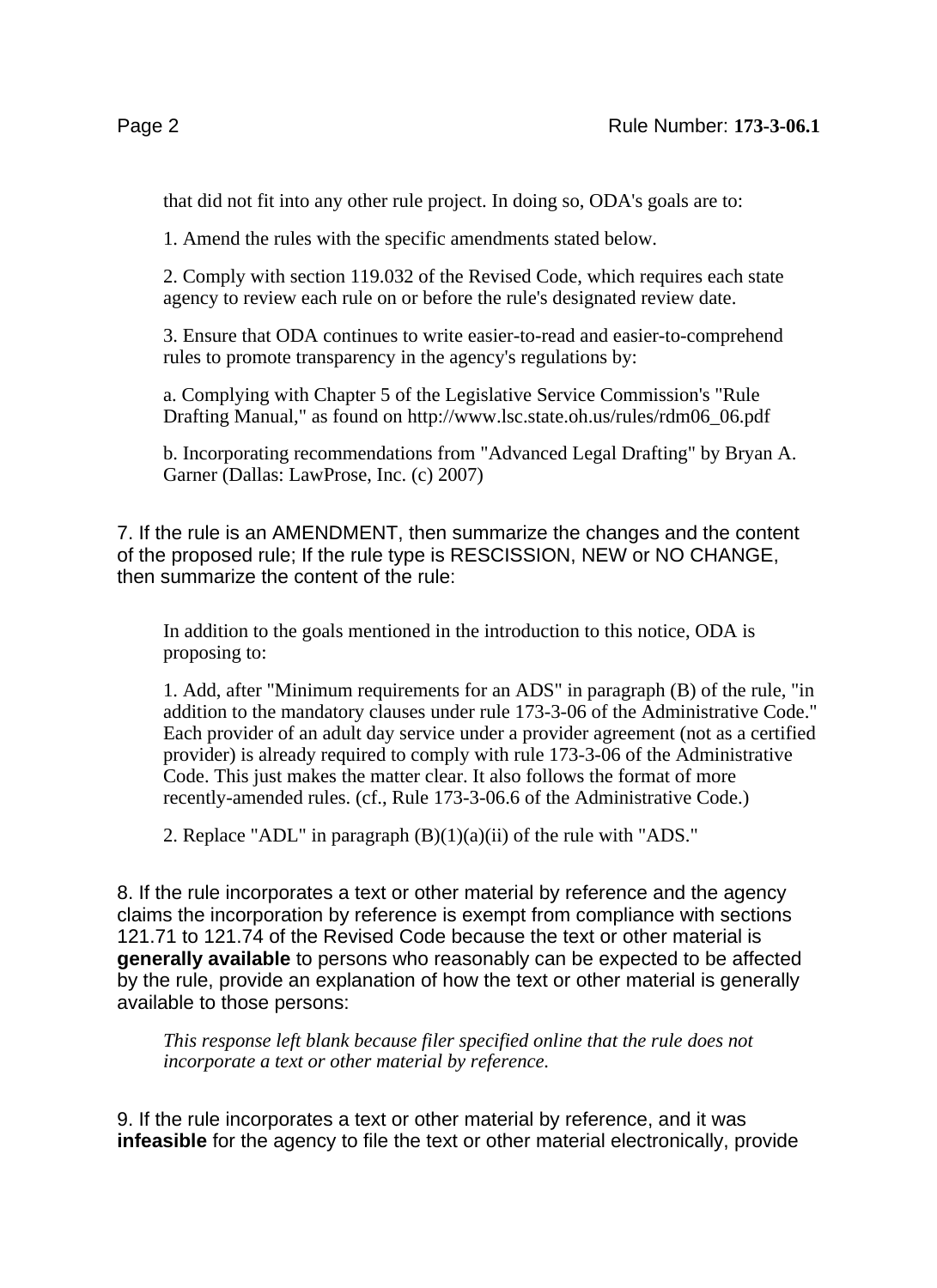that did not fit into any other rule project. In doing so, ODA's goals are to:

1. Amend the rules with the specific amendments stated below.

2. Comply with section 119.032 of the Revised Code, which requires each state agency to review each rule on or before the rule's designated review date.

3. Ensure that ODA continues to write easier-to-read and easier-to-comprehend rules to promote transparency in the agency's regulations by:

a. Complying with Chapter 5 of the Legislative Service Commission's "Rule Drafting Manual," as found on http://www.lsc.state.oh.us/rules/rdm06_06.pdf

b. Incorporating recommendations from "Advanced Legal Drafting" by Bryan A. Garner (Dallas: LawProse, Inc. (c) 2007)

7. If the rule is an AMENDMENT, then summarize the changes and the content of the proposed rule; If the rule type is RESCISSION, NEW or NO CHANGE, then summarize the content of the rule:

In addition to the goals mentioned in the introduction to this notice, ODA is proposing to:

1. Add, after "Minimum requirements for an ADS" in paragraph (B) of the rule, "in addition to the mandatory clauses under rule 173-3-06 of the Administrative Code." Each provider of an adult day service under a provider agreement (not as a certified provider) is already required to comply with rule 173-3-06 of the Administrative Code. This just makes the matter clear. It also follows the format of more recently-amended rules. (cf., Rule 173-3-06.6 of the Administrative Code.)

2. Replace "ADL" in paragraph (B)(1)(a)(ii) of the rule with "ADS."

8. If the rule incorporates a text or other material by reference and the agency claims the incorporation by reference is exempt from compliance with sections 121.71 to 121.74 of the Revised Code because the text or other material is **generally available** to persons who reasonably can be expected to be affected by the rule, provide an explanation of how the text or other material is generally available to those persons:

*This response left blank because filer specified online that the rule does not incorporate a text or other material by reference.*

9. If the rule incorporates a text or other material by reference, and it was **infeasible** for the agency to file the text or other material electronically, provide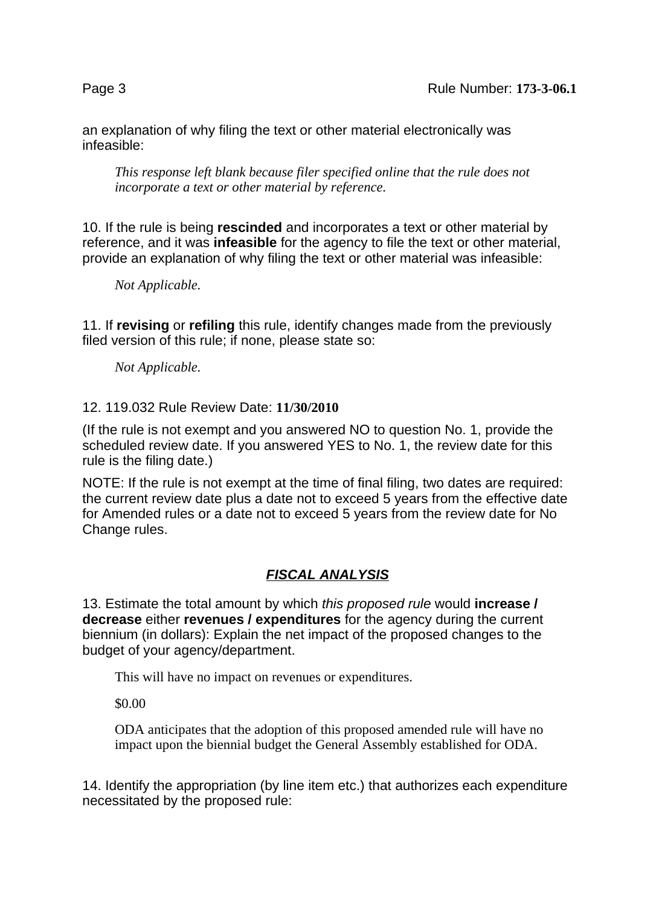an explanation of why filing the text or other material electronically was infeasible:

*This response left blank because filer specified online that the rule does not incorporate a text or other material by reference.*

10. If the rule is being **rescinded** and incorporates a text or other material by reference, and it was **infeasible** for the agency to file the text or other material, provide an explanation of why filing the text or other material was infeasible:

*Not Applicable.*

11. If **revising** or **refiling** this rule, identify changes made from the previously filed version of this rule; if none, please state so:

*Not Applicable.*

12. 119.032 Rule Review Date: **11/30/2010**

(If the rule is not exempt and you answered NO to question No. 1, provide the scheduled review date. If you answered YES to No. 1, the review date for this rule is the filing date.)

NOTE: If the rule is not exempt at the time of final filing, two dates are required: the current review date plus a date not to exceed 5 years from the effective date for Amended rules or a date not to exceed 5 years from the review date for No Change rules.

## ***FISCAL ANALYSIS***

13. Estimate the total amount by which *this proposed rule* would **increase / decrease** either **revenues / expenditures** for the agency during the current biennium (in dollars): Explain the net impact of the proposed changes to the budget of your agency/department.

This will have no impact on revenues or expenditures.

$0.00

ODA anticipates that the adoption of this proposed amended rule will have no impact upon the biennial budget the General Assembly established for ODA.

14. Identify the appropriation (by line item etc.) that authorizes each expenditure necessitated by the proposed rule: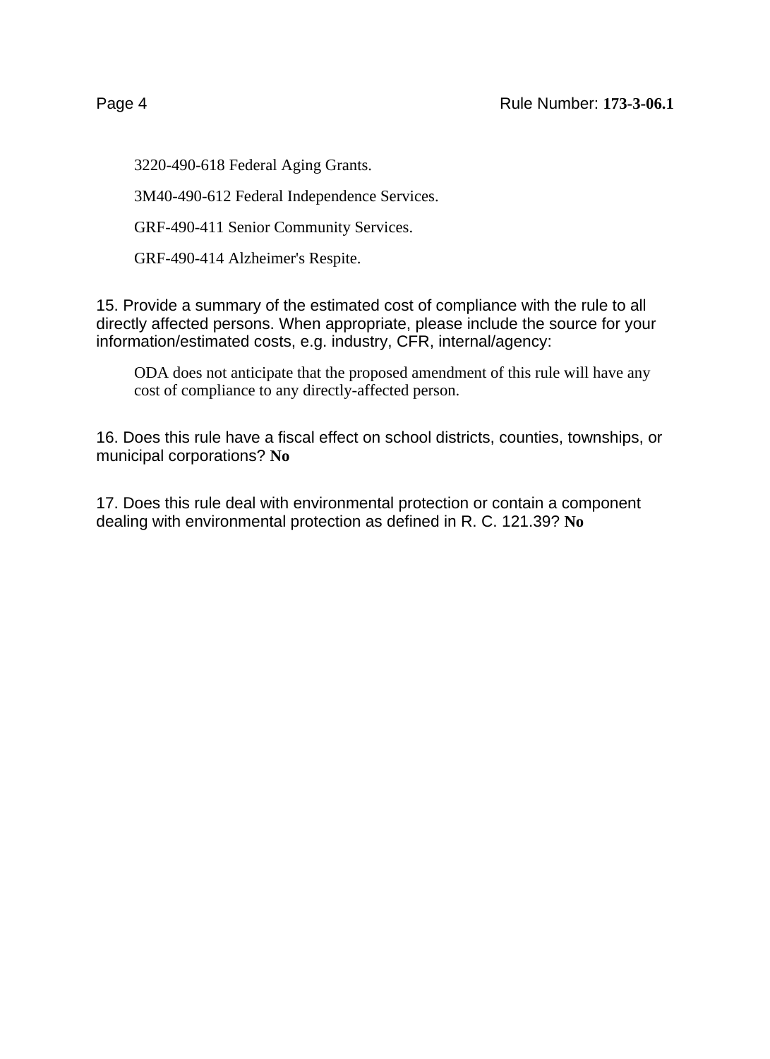3220-490-618 Federal Aging Grants.

3M40-490-612 Federal Independence Services.

GRF-490-411 Senior Community Services.

GRF-490-414 Alzheimer's Respite.

15. Provide a summary of the estimated cost of compliance with the rule to all directly affected persons. When appropriate, please include the source for your information/estimated costs, e.g. industry, CFR, internal/agency:

ODA does not anticipate that the proposed amendment of this rule will have any cost of compliance to any directly-affected person.

16. Does this rule have a fiscal effect on school districts, counties, townships, or municipal corporations? **No**

17. Does this rule deal with environmental protection or contain a component dealing with environmental protection as defined in R. C. 121.39? **No**